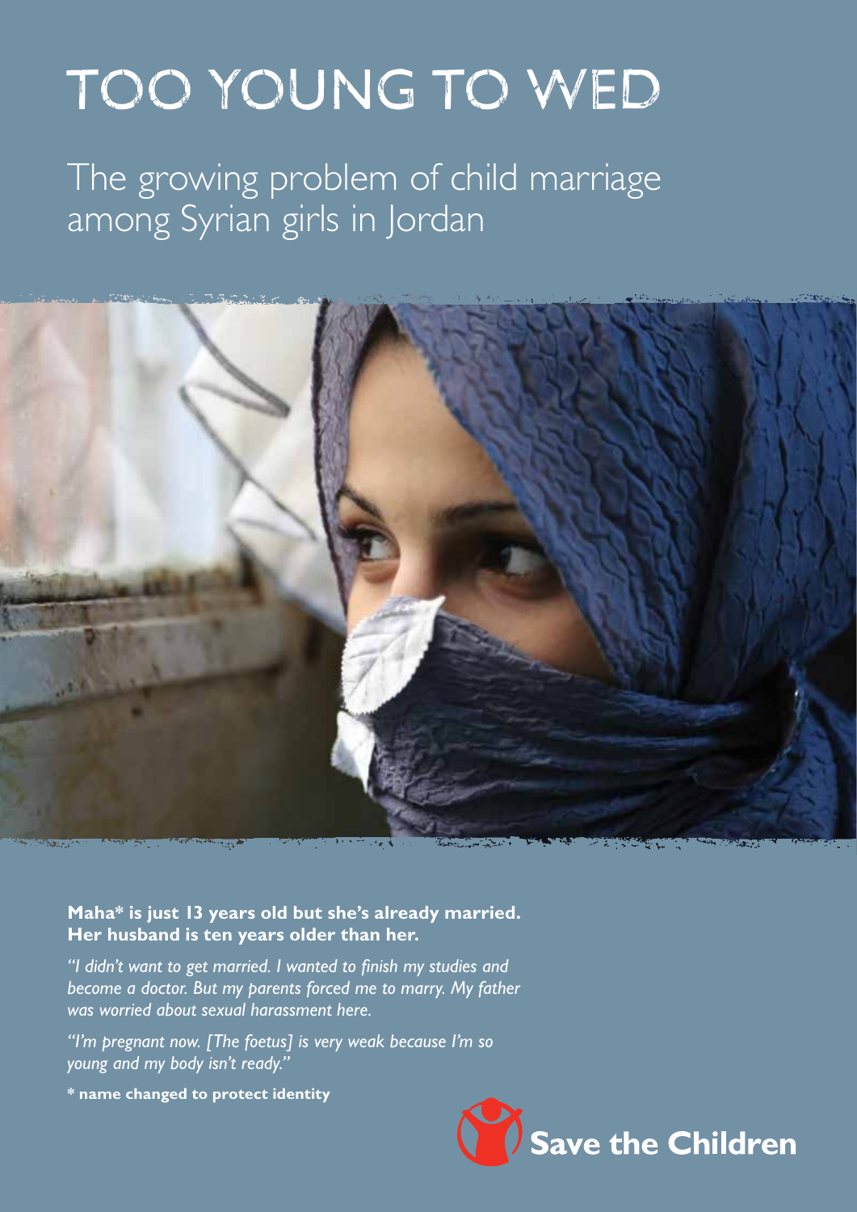# TOO YOUNG TO WED

## The growing problem of child marriage among Syrian girls in Jordan

**Maha* is just 13 years old but she's already married. Her husband is ten years older than her.**

*"I didn't want to get married. I wanted to finish my studies and become a doctor. But my parents forced me to marry. My father was worried about sexual harassment here.*

*"I'm pregnant now. [The foetus] is very weak because I'm so young and my body isn't ready."*

**\* name changed to protect identity**

Save the Children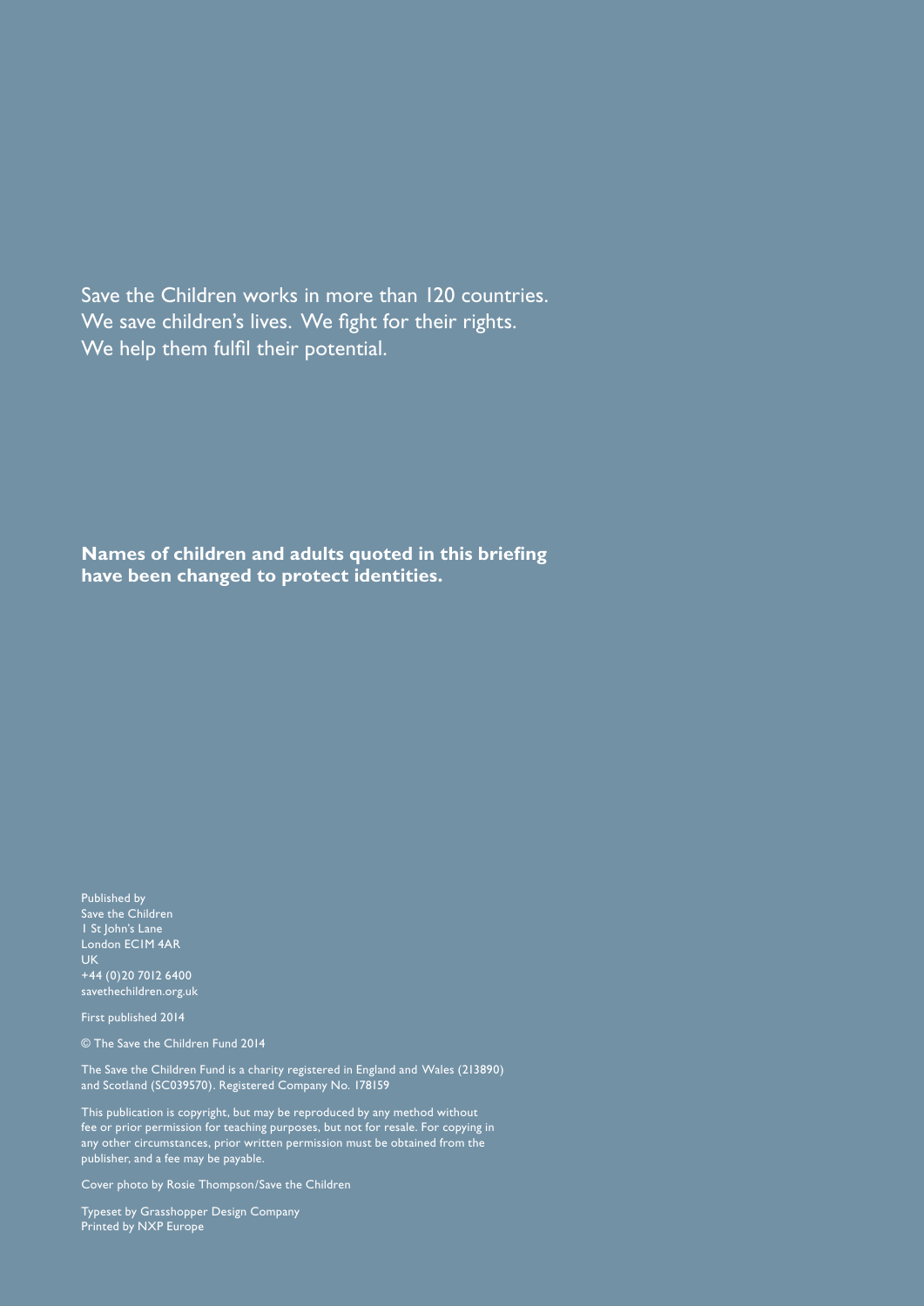Save the Children works in more than 120 countries.
We save children's lives. We fight for their rights.
We help them fulfil their potential.

**Names of children and adults quoted in this briefing have been changed to protect identities.**

Published by
Save the Children
1 St John's Lane
London EC1M 4AR
UK
+44 (0)20 7012 6400
savethechildren.org.uk

First published 2014

© The Save the Children Fund 2014

The Save the Children Fund is a charity registered in England and Wales (213890) and Scotland (SC039570). Registered Company No. 178159

This publication is copyright, but may be reproduced by any method without fee or prior permission for teaching purposes, but not for resale. For copying in any other circumstances, prior written permission must be obtained from the publisher, and a fee may be payable.

Cover photo by Rosie Thompson/Save the Children

Typeset by Grasshopper Design Company
Printed by NXP Europe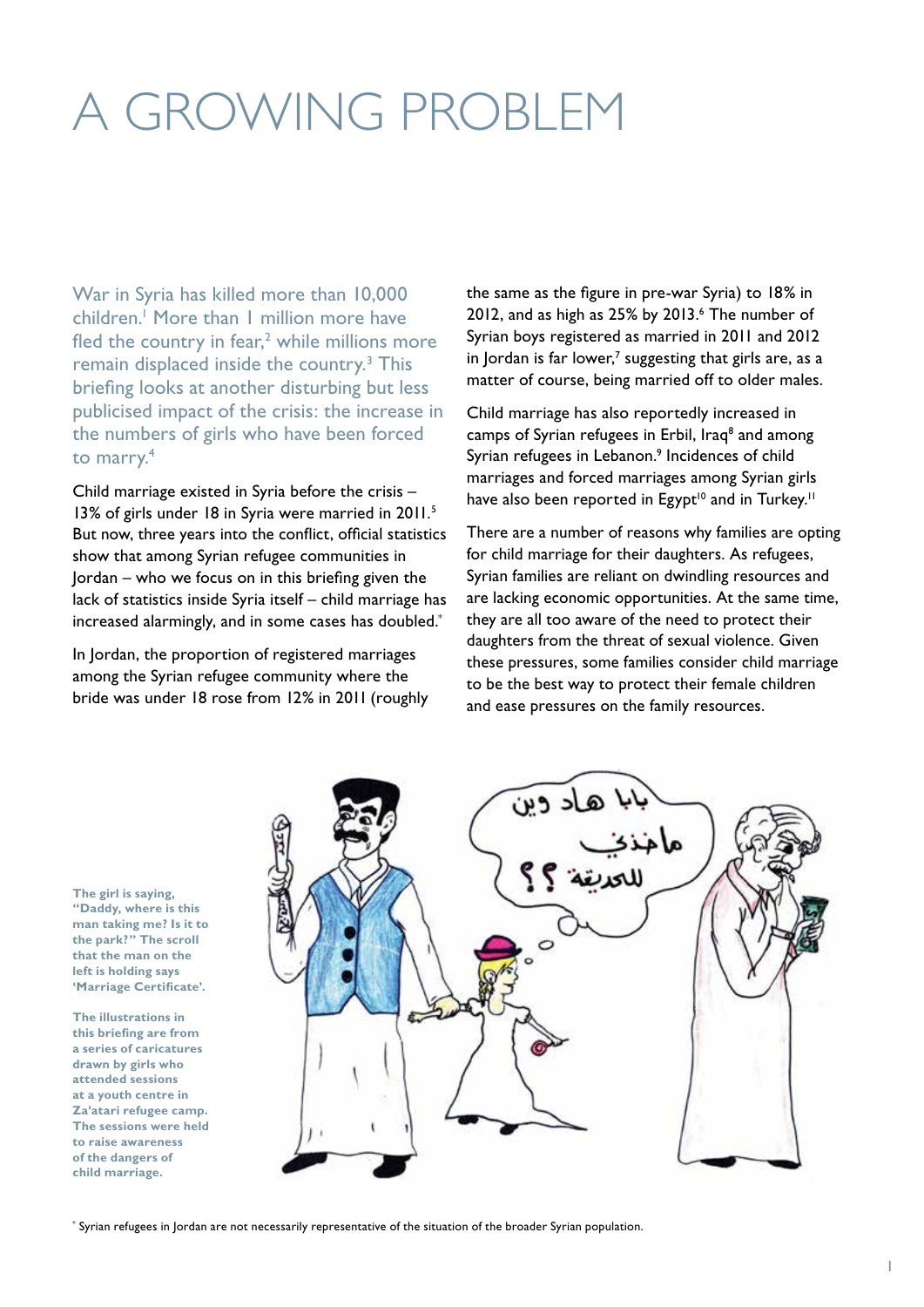# A GROWING PROBLEM

War in Syria has killed more than 10,000 children.[1] More than 1 million more have fled the country in fear,[2] while millions more remain displaced inside the country.[3] This briefing looks at another disturbing but less publicised impact of the crisis: the increase in the numbers of girls who have been forced to marry.[4]

Child marriage existed in Syria before the crisis – 13% of girls under 18 in Syria were married in 2011.[5] But now, three years into the conflict, official statistics show that among Syrian refugee communities in Jordan – who we focus on in this briefing given the lack of statistics inside Syria itself – child marriage has increased alarmingly, and in some cases has doubled.*

In Jordan, the proportion of registered marriages among the Syrian refugee community where the bride was under 18 rose from 12% in 2011 (roughly the same as the figure in pre-war Syria) to 18% in 2012, and as high as 25% by 2013.[6] The number of Syrian boys registered as married in 2011 and 2012 in Jordan is far lower,[7] suggesting that girls are, as a matter of course, being married off to older males.

Child marriage has also reportedly increased in camps of Syrian refugees in Erbil, Iraq[8] and among Syrian refugees in Lebanon.[9] Incidences of child marriages and forced marriages among Syrian girls have also been reported in Egypt[10] and in Turkey.[11]

There are a number of reasons why families are opting for child marriage for their daughters. As refugees, Syrian families are reliant on dwindling resources and are lacking economic opportunities. At the same time, they are all too aware of the need to protect their daughters from the threat of sexual violence. Given these pressures, some families consider child marriage to be the best way to protect their female children and ease pressures on the family resources.

**The girl is saying, "Daddy, where is this man taking me? Is it to the park?" The scroll that the man on the left is holding says 'Marriage Certificate'.**

**The illustrations in this briefing are from a series of caricatures drawn by girls who attended sessions at a youth centre in Za'atari refugee camp. The sessions were held to raise awareness of the dangers of child marriage.**

* Syrian refugees in Jordan are not necessarily representative of the situation of the broader Syrian population.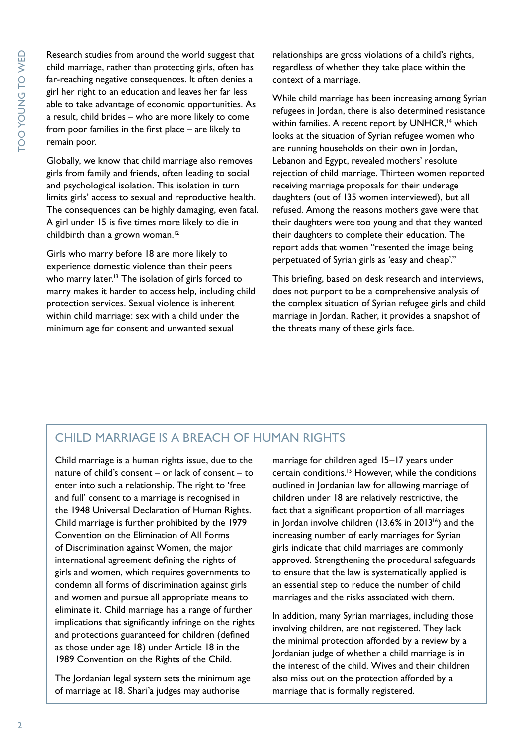Research studies from around the world suggest that child marriage, rather than protecting girls, often has far-reaching negative consequences. It often denies a girl her right to an education and leaves her far less able to take advantage of economic opportunities. As a result, child brides – who are more likely to come from poor families in the first place – are likely to remain poor.

Globally, we know that child marriage also removes girls from family and friends, often leading to social and psychological isolation. This isolation in turn limits girls' access to sexual and reproductive health. The consequences can be highly damaging, even fatal. A girl under 15 is five times more likely to die in childbirth than a grown woman.[12]

Girls who marry before 18 are more likely to experience domestic violence than their peers who marry later.[13] The isolation of girls forced to marry makes it harder to access help, including child protection services. Sexual violence is inherent within child marriage: sex with a child under the minimum age for consent and unwanted sexual relationships are gross violations of a child's rights, regardless of whether they take place within the context of a marriage.

While child marriage has been increasing among Syrian refugees in Jordan, there is also determined resistance within families. A recent report by UNHCR,[14] which looks at the situation of Syrian refugee women who are running households on their own in Jordan, Lebanon and Egypt, revealed mothers' resolute rejection of child marriage. Thirteen women reported receiving marriage proposals for their underage daughters (out of 135 women interviewed), but all refused. Among the reasons mothers gave were that their daughters were too young and that they wanted their daughters to complete their education. The report adds that women "resented the image being perpetuated of Syrian girls as 'easy and cheap'."

This briefing, based on desk research and interviews, does not purport to be a comprehensive analysis of the complex situation of Syrian refugee girls and child marriage in Jordan. Rather, it provides a snapshot of the threats many of these girls face.

## CHILD MARRIAGE IS A BREACH OF HUMAN RIGHTS

Child marriage is a human rights issue, due to the nature of child's consent – or lack of consent – to enter into such a relationship. The right to 'free and full' consent to a marriage is recognised in the 1948 Universal Declaration of Human Rights. Child marriage is further prohibited by the 1979 Convention on the Elimination of All Forms of Discrimination against Women, the major international agreement defining the rights of girls and women, which requires governments to condemn all forms of discrimination against girls and women and pursue all appropriate means to eliminate it. Child marriage has a range of further implications that significantly infringe on the rights and protections guaranteed for children (defined as those under age 18) under Article 18 in the 1989 Convention on the Rights of the Child.

The Jordanian legal system sets the minimum age of marriage at 18. Shari'a judges may authorise marriage for children aged 15–17 years under certain conditions.[15] However, while the conditions outlined in Jordanian law for allowing marriage of children under 18 are relatively restrictive, the fact that a significant proportion of all marriages in Jordan involve children (13.6% in 2013[16]) and the increasing number of early marriages for Syrian girls indicate that child marriages are commonly approved. Strengthening the procedural safeguards to ensure that the law is systematically applied is an essential step to reduce the number of child marriages and the risks associated with them.

In addition, many Syrian marriages, including those involving children, are not registered. They lack the minimal protection afforded by a review by a Jordanian judge of whether a child marriage is in the interest of the child. Wives and their children also miss out on the protection afforded by a marriage that is formally registered.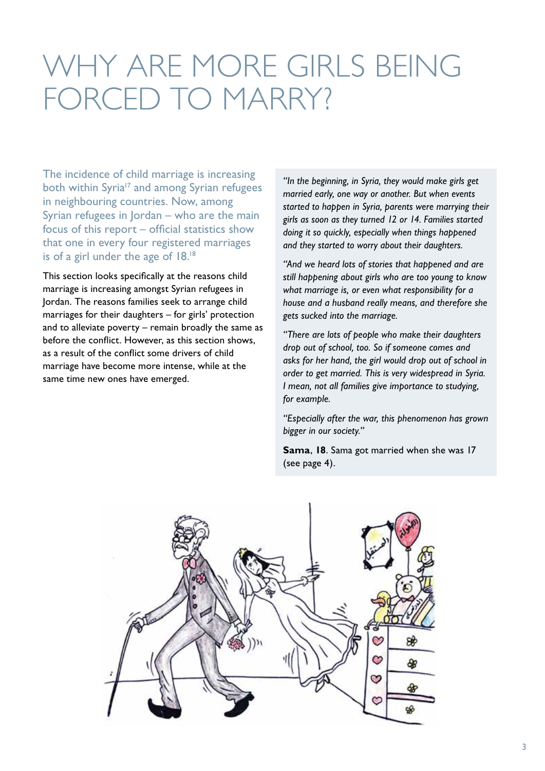# WHY ARE MORE GIRLS BEING FORCED TO MARRY?

The incidence of child marriage is increasing both within Syria[17] and among Syrian refugees in neighbouring countries. Now, among Syrian refugees in Jordan – who are the main focus of this report – official statistics show that one in every four registered marriages is of a girl under the age of 18.[18]

This section looks specifically at the reasons child marriage is increasing amongst Syrian refugees in Jordan. The reasons families seek to arrange child marriages for their daughters – for girls' protection and to alleviate poverty – remain broadly the same as before the conflict. However, as this section shows, as a result of the conflict some drivers of child marriage have become more intense, while at the same time new ones have emerged.

*"In the beginning, in Syria, they would make girls get married early, one way or another. But when events started to happen in Syria, parents were marrying their girls as soon as they turned 12 or 14. Families started doing it so quickly, especially when things happened and they started to worry about their daughters.*

*"And we heard lots of stories that happened and are still happening about girls who are too young to know what marriage is, or even what responsibility for a house and a husband really means, and therefore she gets sucked into the marriage.*

*"There are lots of people who make their daughters drop out of school, too. So if someone comes and asks for her hand, the girl would drop out of school in order to get married. This is very widespread in Syria. I mean, not all families give importance to studying, for example.*

*"Especially after the war, this phenomenon has grown bigger in our society."*

**Sama**, **18**. Sama got married when she was 17 (see page 4).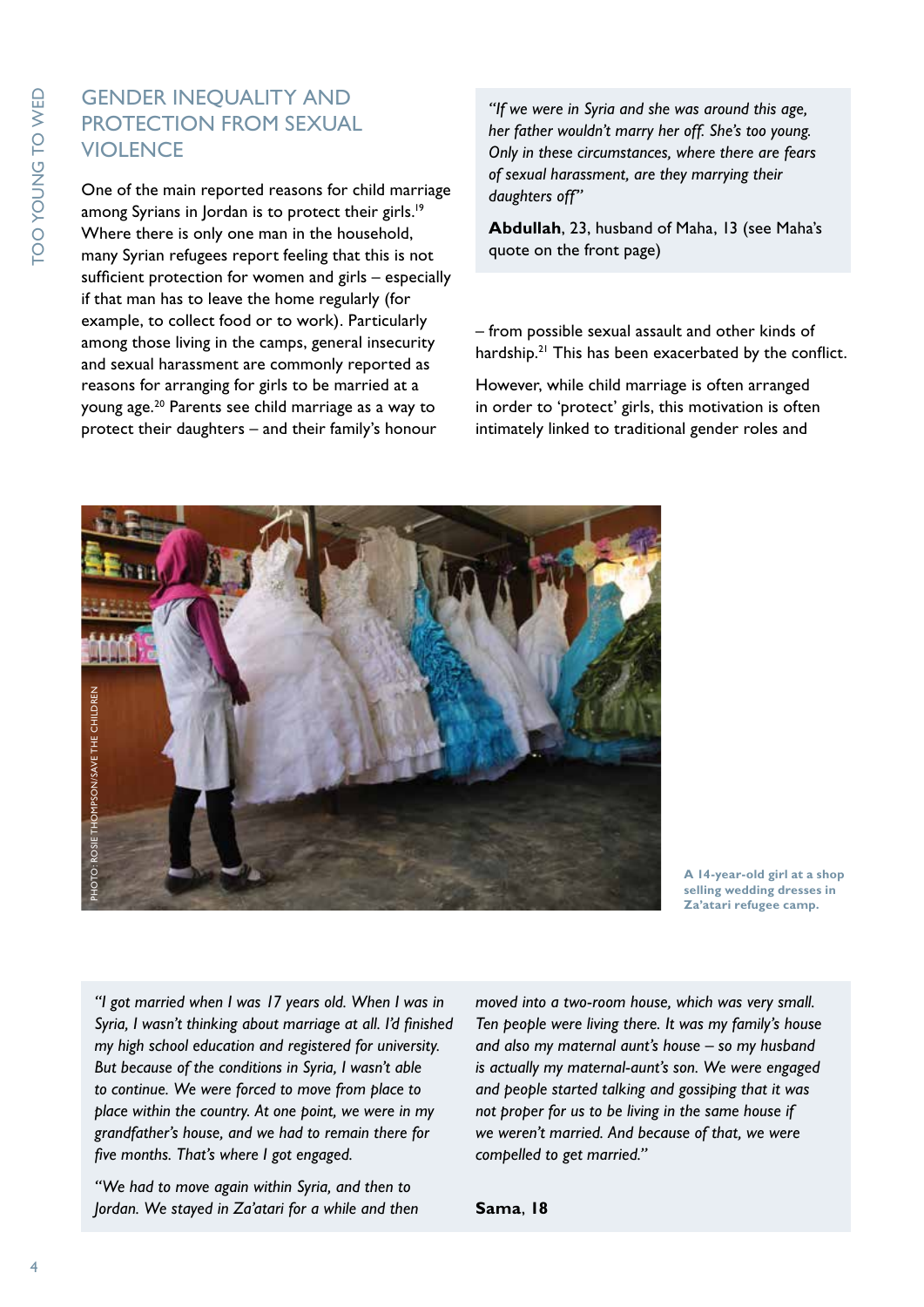## GENDER INEQUALITY AND PROTECTION FROM SEXUAL VIOLENCE

One of the main reported reasons for child marriage among Syrians in Jordan is to protect their girls.[19] Where there is only one man in the household, many Syrian refugees report feeling that this is not sufficient protection for women and girls – especially if that man has to leave the home regularly (for example, to collect food or to work). Particularly among those living in the camps, general insecurity and sexual harassment are commonly reported as reasons for arranging for girls to be married at a young age.[20] Parents see child marriage as a way to protect their daughters – and their family's honour – from possible sexual assault and other kinds of hardship.[21] This has been exacerbated by the conflict.

> *"If we were in Syria and she was around this age, her father wouldn't marry her off. She's too young. Only in these circumstances, where there are fears of sexual harassment, are they marrying their daughters off"*
>
> **Abdullah**, 23, husband of Maha, 13 (see Maha's quote on the front page)

However, while child marriage is often arranged in order to 'protect' girls, this motivation is often intimately linked to traditional gender roles and

PHOTO: ROSIE THOMPSON/SAVE THE CHILDREN

**A 14-year-old girl at a shop selling wedding dresses in Za'atari refugee camp.**

> *"I got married when I was 17 years old. When I was in Syria, I wasn't thinking about marriage at all. I'd finished my high school education and registered for university. But because of the conditions in Syria, I wasn't able to continue. We were forced to move from place to place within the country. At one point, we were in my grandfather's house, and we had to remain there for five months. That's where I got engaged.*
>
> *"We had to move again within Syria, and then to Jordan. We stayed in Za'atari for a while and then moved into a two-room house, which was very small. Ten people were living there. It was my family's house and also my maternal aunt's house – so my husband is actually my maternal-aunt's son. We were engaged and people started talking and gossiping that it was not proper for us to be living in the same house if we weren't married. And because of that, we were compelled to get married."*
>
> **Sama**, **18**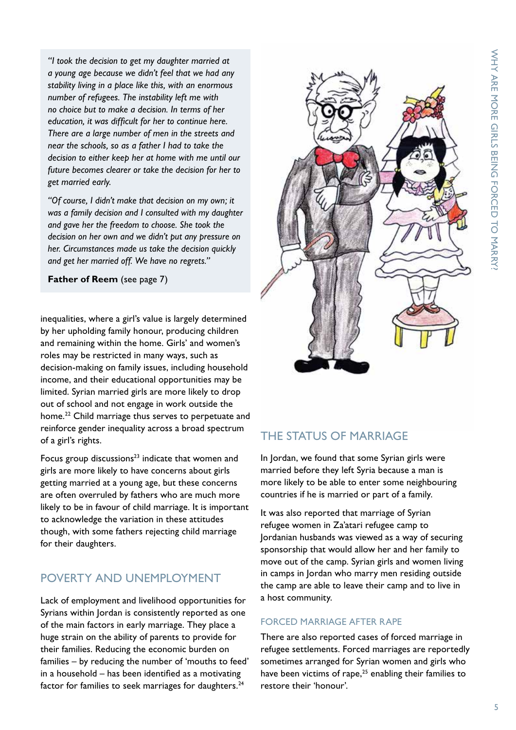*"I took the decision to get my daughter married at a young age because we didn't feel that we had any stability living in a place like this, with an enormous number of refugees. The instability left me with no choice but to make a decision. In terms of her education, it was difficult for her to continue here. There are a large number of men in the streets and near the schools, so as a father I had to take the decision to either keep her at home with me until our future becomes clearer or take the decision for her to get married early.*

*"Of course, I didn't make that decision on my own; it was a family decision and I consulted with my daughter and gave her the freedom to choose. She took the decision on her own and we didn't put any pressure on her. Circumstances made us take the decision quickly and get her married off. We have no regrets."*

**Father of Reem** (see page 7)

inequalities, where a girl's value is largely determined by her upholding family honour, producing children and remaining within the home. Girls' and women's roles may be restricted in many ways, such as decision-making on family issues, including household income, and their educational opportunities may be limited. Syrian married girls are more likely to drop out of school and not engage in work outside the home.[22] Child marriage thus serves to perpetuate and reinforce gender inequality across a broad spectrum of a girl's rights.

Focus group discussions[23] indicate that women and girls are more likely to have concerns about girls getting married at a young age, but these concerns are often overruled by fathers who are much more likely to be in favour of child marriage. It is important to acknowledge the variation in these attitudes though, with some fathers rejecting child marriage for their daughters.

## POVERTY AND UNEMPLOYMENT

Lack of employment and livelihood opportunities for Syrians within Jordan is consistently reported as one of the main factors in early marriage. They place a huge strain on the ability of parents to provide for their families. Reducing the economic burden on families – by reducing the number of 'mouths to feed' in a household – has been identified as a motivating factor for families to seek marriages for daughters.[24]

## THE STATUS OF MARRIAGE

In Jordan, we found that some Syrian girls were married before they left Syria because a man is more likely to be able to enter some neighbouring countries if he is married or part of a family.

It was also reported that marriage of Syrian refugee women in Za'atari refugee camp to Jordanian husbands was viewed as a way of securing sponsorship that would allow her and her family to move out of the camp. Syrian girls and women living in camps in Jordan who marry men residing outside the camp are able to leave their camp and to live in a host community.

### FORCED MARRIAGE AFTER RAPE

There are also reported cases of forced marriage in refugee settlements. Forced marriages are reportedly sometimes arranged for Syrian women and girls who have been victims of rape,[25] enabling their families to restore their 'honour'.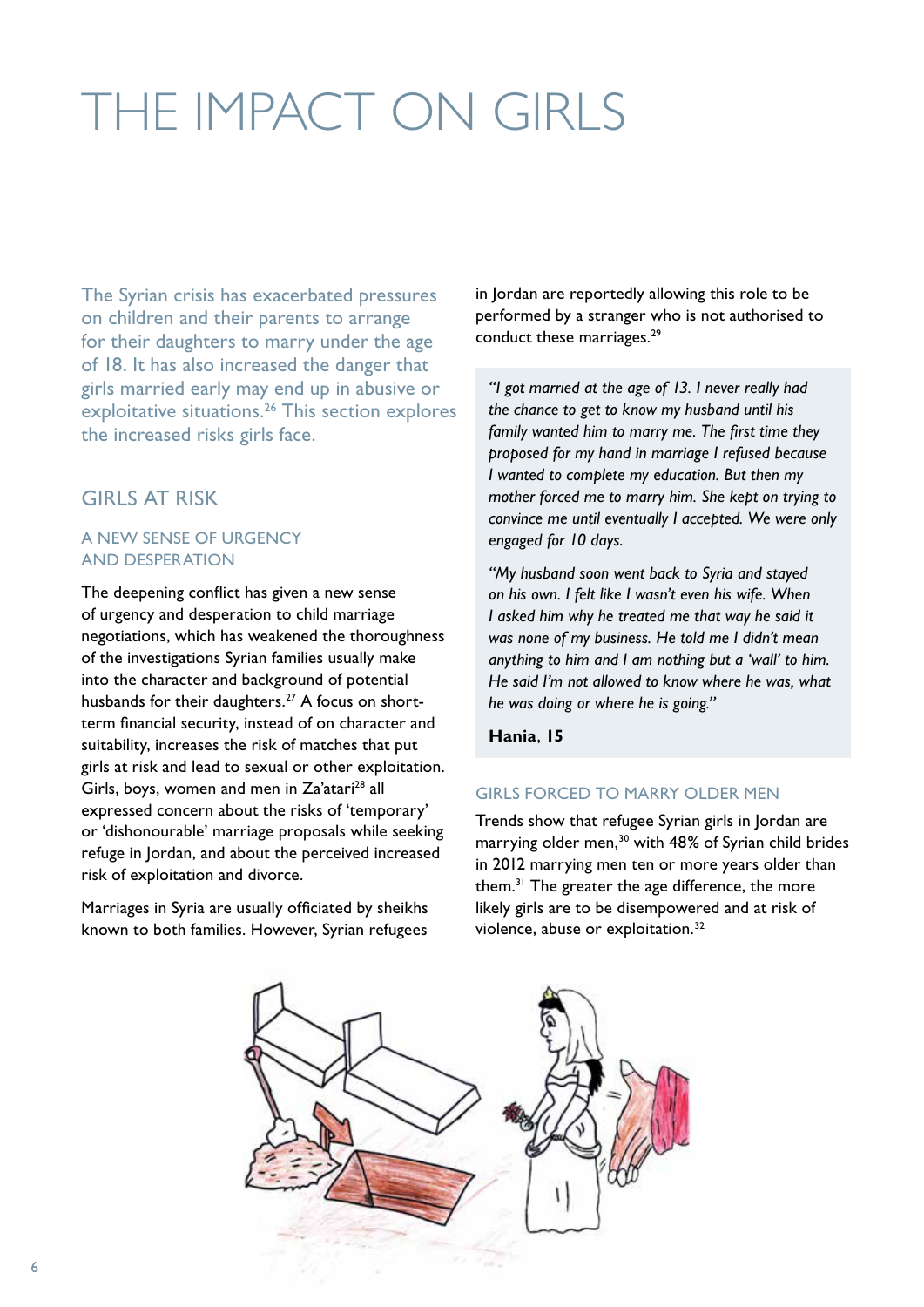# THE IMPACT ON GIRLS

The Syrian crisis has exacerbated pressures on children and their parents to arrange for their daughters to marry under the age of 18. It has also increased the danger that girls married early may end up in abusive or exploitative situations.[26] This section explores the increased risks girls face.

## GIRLS AT RISK

### A NEW SENSE OF URGENCY AND DESPERATION

The deepening conflict has given a new sense of urgency and desperation to child marriage negotiations, which has weakened the thoroughness of the investigations Syrian families usually make into the character and background of potential husbands for their daughters.[27] A focus on short-term financial security, instead of on character and suitability, increases the risk of matches that put girls at risk and lead to sexual or other exploitation. Girls, boys, women and men in Za'atari[28] all expressed concern about the risks of 'temporary' or 'dishonourable' marriage proposals while seeking refuge in Jordan, and about the perceived increased risk of exploitation and divorce.

Marriages in Syria are usually officiated by sheikhs known to both families. However, Syrian refugees in Jordan are reportedly allowing this role to be performed by a stranger who is not authorised to conduct these marriages.[29]

*"I got married at the age of 13. I never really had the chance to get to know my husband until his family wanted him to marry me. The first time they proposed for my hand in marriage I refused because I wanted to complete my education. But then my mother forced me to marry him. She kept on trying to convince me until eventually I accepted. We were only engaged for 10 days.*

*"My husband soon went back to Syria and stayed on his own. I felt like I wasn't even his wife. When I asked him why he treated me that way he said it was none of my business. He told me I didn't mean anything to him and I am nothing but a 'wall' to him. He said I'm not allowed to know where he was, what he was doing or where he is going."*

**Hania**, **15**

### GIRLS FORCED TO MARRY OLDER MEN

Trends show that refugee Syrian girls in Jordan are marrying older men,[30] with 48% of Syrian child brides in 2012 marrying men ten or more years older than them.[31] The greater the age difference, the more likely girls are to be disempowered and at risk of violence, abuse or exploitation.[32]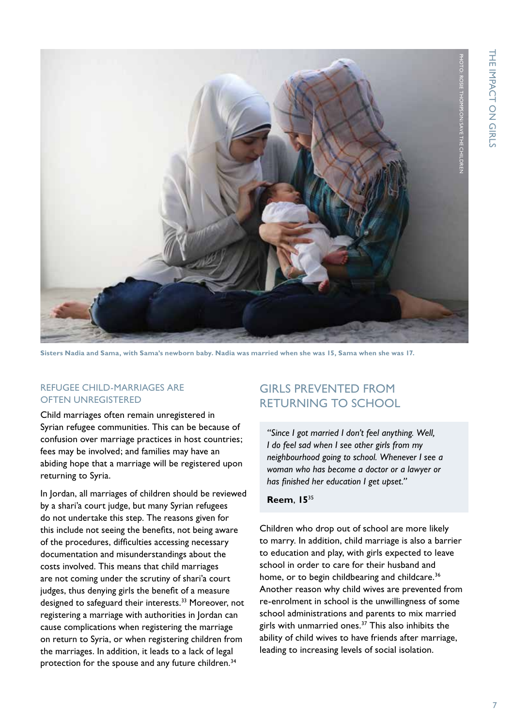Sisters Nadia and Sama, with Sama's newborn baby. Nadia was married when she was 15, Sama when she was 17.

### REFUGEE CHILD-MARRIAGES ARE OFTEN UNREGISTERED

Child marriages often remain unregistered in Syrian refugee communities. This can be because of confusion over marriage practices in host countries; fees may be involved; and families may have an abiding hope that a marriage will be registered upon returning to Syria.

In Jordan, all marriages of children should be reviewed by a shari'a court judge, but many Syrian refugees do not undertake this step. The reasons given for this include not seeing the benefits, not being aware of the procedures, difficulties accessing necessary documentation and misunderstandings about the costs involved. This means that child marriages are not coming under the scrutiny of shari'a court judges, thus denying girls the benefit of a measure designed to safeguard their interests.[33] Moreover, not registering a marriage with authorities in Jordan can cause complications when registering the marriage on return to Syria, or when registering children from the marriages. In addition, it leads to a lack of legal protection for the spouse and any future children.[34]

## GIRLS PREVENTED FROM RETURNING TO SCHOOL

> *"Since I got married I don't feel anything. Well, I do feel sad when I see other girls from my neighbourhood going to school. Whenever I see a woman who has become a doctor or a lawyer or has finished her education I get upset."*
>
> **Reem**, **15**[35]

Children who drop out of school are more likely to marry. In addition, child marriage is also a barrier to education and play, with girls expected to leave school in order to care for their husband and home, or to begin childbearing and childcare.[36] Another reason why child wives are prevented from re-enrolment in school is the unwillingness of some school administrations and parents to mix married girls with unmarried ones.[37] This also inhibits the ability of child wives to have friends after marriage, leading to increasing levels of social isolation.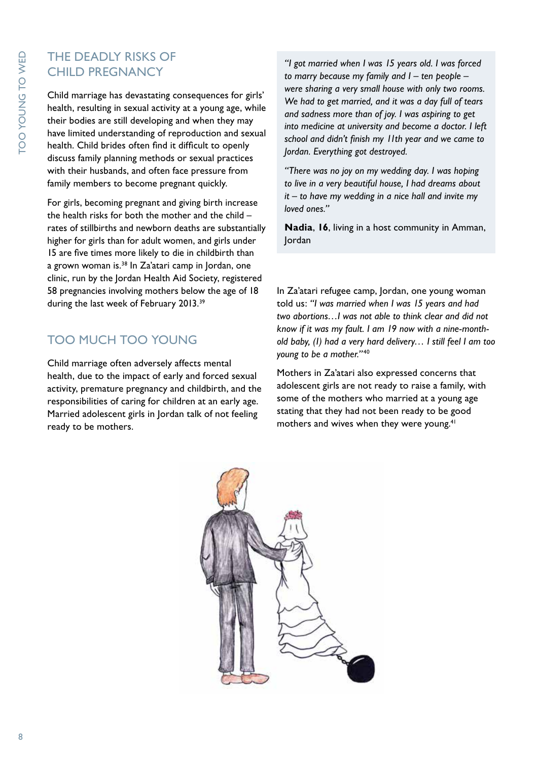## THE DEADLY RISKS OF CHILD PREGNANCY

Child marriage has devastating consequences for girls' health, resulting in sexual activity at a young age, while their bodies are still developing and when they may have limited understanding of reproduction and sexual health. Child brides often find it difficult to openly discuss family planning methods or sexual practices with their husbands, and often face pressure from family members to become pregnant quickly.

For girls, becoming pregnant and giving birth increase the health risks for both the mother and the child – rates of stillbirths and newborn deaths are substantially higher for girls than for adult women, and girls under 15 are five times more likely to die in childbirth than a grown woman is.[38] In Za'atari camp in Jordan, one clinic, run by the Jordan Health Aid Society, registered 58 pregnancies involving mothers below the age of 18 during the last week of February 2013.[39]

*"I got married when I was 15 years old. I was forced to marry because my family and I – ten people – were sharing a very small house with only two rooms. We had to get married, and it was a day full of tears and sadness more than of joy. I was aspiring to get into medicine at university and become a doctor. I left school and didn't finish my 11th year and we came to Jordan. Everything got destroyed.*

*"There was no joy on my wedding day. I was hoping to live in a very beautiful house, I had dreams about it – to have my wedding in a nice hall and invite my loved ones."*

**Nadia**, **16**, living in a host community in Amman, Jordan

## TOO MUCH TOO YOUNG

Child marriage often adversely affects mental health, due to the impact of early and forced sexual activity, premature pregnancy and childbirth, and the responsibilities of caring for children at an early age. Married adolescent girls in Jordan talk of not feeling ready to be mothers.

In Za'atari refugee camp, Jordan, one young woman told us: *"I was married when I was 15 years and had two abortions…I was not able to think clear and did not know if it was my fault. I am 19 now with a nine-month-old baby, (I) had a very hard delivery… I still feel I am too young to be a mother."*[40]

Mothers in Za'atari also expressed concerns that adolescent girls are not ready to raise a family, with some of the mothers who married at a young age stating that they had not been ready to be good mothers and wives when they were young.[41]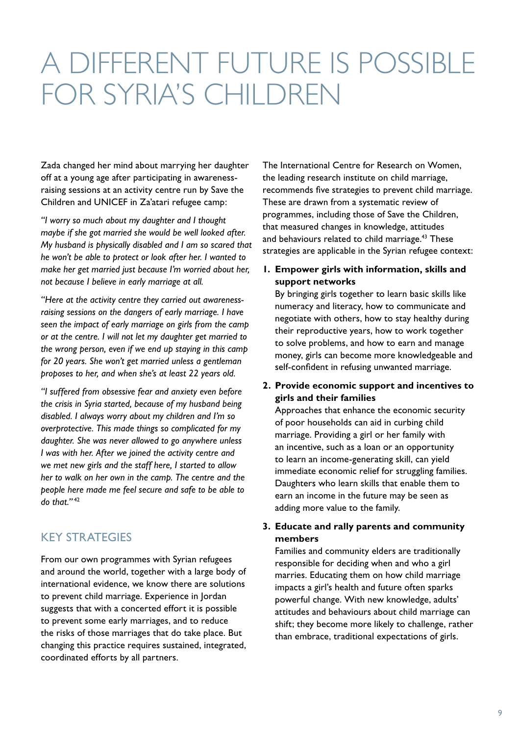# A DIFFERENT FUTURE IS POSSIBLE FOR SYRIA'S CHILDREN

Zada changed her mind about marrying her daughter off at a young age after participating in awareness-raising sessions at an activity centre run by Save the Children and UNICEF in Za'atari refugee camp:

*"I worry so much about my daughter and I thought maybe if she got married she would be well looked after. My husband is physically disabled and I am so scared that he won't be able to protect or look after her. I wanted to make her get married just because I'm worried about her, not because I believe in early marriage at all.*

*"Here at the activity centre they carried out awareness-raising sessions on the dangers of early marriage. I have seen the impact of early marriage on girls from the camp or at the centre. I will not let my daughter get married to the wrong person, even if we end up staying in this camp for 20 years. She won't get married unless a gentleman proposes to her, and when she's at least 22 years old.*

*"I suffered from obsessive fear and anxiety even before the crisis in Syria started, because of my husband being disabled. I always worry about my children and I'm so overprotective. This made things so complicated for my daughter. She was never allowed to go anywhere unless I was with her. After we joined the activity centre and we met new girls and the staff here, I started to allow her to walk on her own in the camp. The centre and the people here made me feel secure and safe to be able to do that."*[42]

## KEY STRATEGIES

From our own programmes with Syrian refugees and around the world, together with a large body of international evidence, we know there are solutions to prevent child marriage. Experience in Jordan suggests that with a concerted effort it is possible to prevent some early marriages, and to reduce the risks of those marriages that do take place. But changing this practice requires sustained, integrated, coordinated efforts by all partners.

The International Centre for Research on Women, the leading research institute on child marriage, recommends five strategies to prevent child marriage. These are drawn from a systematic review of programmes, including those of Save the Children, that measured changes in knowledge, attitudes and behaviours related to child marriage.[43] These strategies are applicable in the Syrian refugee context:

1. **Empower girls with information, skills and support networks**
   By bringing girls together to learn basic skills like numeracy and literacy, how to communicate and negotiate with others, how to stay healthy during their reproductive years, how to work together to solve problems, and how to earn and manage money, girls can become more knowledgeable and self-confident in refusing unwanted marriage.

2. **Provide economic support and incentives to girls and their families**
   Approaches that enhance the economic security of poor households can aid in curbing child marriage. Providing a girl or her family with an incentive, such as a loan or an opportunity to learn an income-generating skill, can yield immediate economic relief for struggling families. Daughters who learn skills that enable them to earn an income in the future may be seen as adding more value to the family.

3. **Educate and rally parents and community members**
   Families and community elders are traditionally responsible for deciding when and who a girl marries. Educating them on how child marriage impacts a girl's health and future often sparks powerful change. With new knowledge, adults' attitudes and behaviours about child marriage can shift; they become more likely to challenge, rather than embrace, traditional expectations of girls.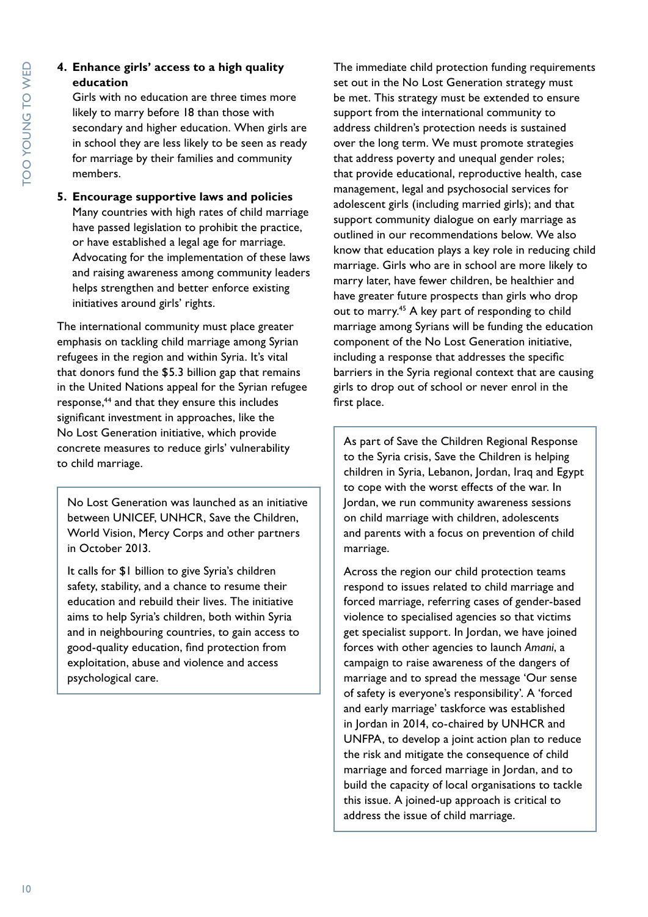4. **Enhance girls' access to a high quality education**
   Girls with no education are three times more likely to marry before 18 than those with secondary and higher education. When girls are in school they are less likely to be seen as ready for marriage by their families and community members.

5. **Encourage supportive laws and policies**
   Many countries with high rates of child marriage have passed legislation to prohibit the practice, or have established a legal age for marriage. Advocating for the implementation of these laws and raising awareness among community leaders helps strengthen and better enforce existing initiatives around girls' rights.

The international community must place greater emphasis on tackling child marriage among Syrian refugees in the region and within Syria. It's vital that donors fund the $5.3 billion gap that remains in the United Nations appeal for the Syrian refugee response,[44] and that they ensure this includes significant investment in approaches, like the No Lost Generation initiative, which provide concrete measures to reduce girls' vulnerability to child marriage.

> No Lost Generation was launched as an initiative between UNICEF, UNHCR, Save the Children, World Vision, Mercy Corps and other partners in October 2013.
>
> It calls for $1 billion to give Syria's children safety, stability, and a chance to resume their education and rebuild their lives. The initiative aims to help Syria's children, both within Syria and in neighbouring countries, to gain access to good-quality education, find protection from exploitation, abuse and violence and access psychological care.

The immediate child protection funding requirements set out in the No Lost Generation strategy must be met. This strategy must be extended to ensure support from the international community to address children's protection needs is sustained over the long term. We must promote strategies that address poverty and unequal gender roles; that provide educational, reproductive health, case management, legal and psychosocial services for adolescent girls (including married girls); and that support community dialogue on early marriage as outlined in our recommendations below. We also know that education plays a key role in reducing child marriage. Girls who are in school are more likely to marry later, have fewer children, be healthier and have greater future prospects than girls who drop out to marry.[45] A key part of responding to child marriage among Syrians will be funding the education component of the No Lost Generation initiative, including a response that addresses the specific barriers in the Syria regional context that are causing girls to drop out of school or never enrol in the first place.

> As part of Save the Children Regional Response to the Syria crisis, Save the Children is helping children in Syria, Lebanon, Jordan, Iraq and Egypt to cope with the worst effects of the war. In Jordan, we run community awareness sessions on child marriage with children, adolescents and parents with a focus on prevention of child marriage.
>
> Across the region our child protection teams respond to issues related to child marriage and forced marriage, referring cases of gender-based violence to specialised agencies so that victims get specialist support. In Jordan, we have joined forces with other agencies to launch *Amani*, a campaign to raise awareness of the dangers of marriage and to spread the message 'Our sense of safety is everyone's responsibility'. A 'forced and early marriage' taskforce was established in Jordan in 2014, co-chaired by UNHCR and UNFPA, to develop a joint action plan to reduce the risk and mitigate the consequence of child marriage and forced marriage in Jordan, and to build the capacity of local organisations to tackle this issue. A joined-up approach is critical to address the issue of child marriage.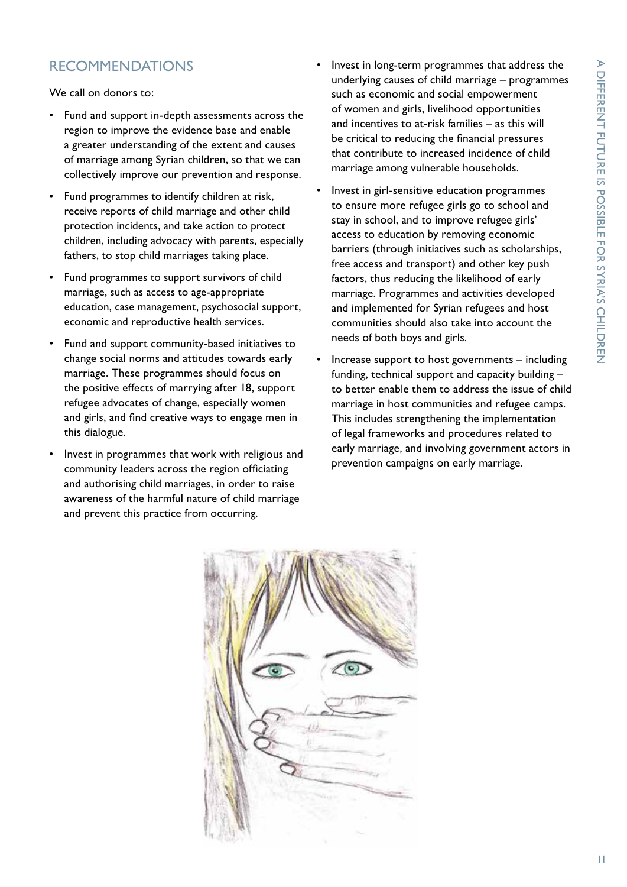## RECOMMENDATIONS

We call on donors to:

- Fund and support in-depth assessments across the region to improve the evidence base and enable a greater understanding of the extent and causes of marriage among Syrian children, so that we can collectively improve our prevention and response.
- Fund programmes to identify children at risk, receive reports of child marriage and other child protection incidents, and take action to protect children, including advocacy with parents, especially fathers, to stop child marriages taking place.
- Fund programmes to support survivors of child marriage, such as access to age-appropriate education, case management, psychosocial support, economic and reproductive health services.
- Fund and support community-based initiatives to change social norms and attitudes towards early marriage. These programmes should focus on the positive effects of marrying after 18, support refugee advocates of change, especially women and girls, and find creative ways to engage men in this dialogue.
- Invest in programmes that work with religious and community leaders across the region officiating and authorising child marriages, in order to raise awareness of the harmful nature of child marriage and prevent this practice from occurring.
- Invest in long-term programmes that address the underlying causes of child marriage – programmes such as economic and social empowerment of women and girls, livelihood opportunities and incentives to at-risk families – as this will be critical to reducing the financial pressures that contribute to increased incidence of child marriage among vulnerable households.
- Invest in girl-sensitive education programmes to ensure more refugee girls go to school and stay in school, and to improve refugee girls' access to education by removing economic barriers (through initiatives such as scholarships, free access and transport) and other key push factors, thus reducing the likelihood of early marriage. Programmes and activities developed and implemented for Syrian refugees and host communities should also take into account the needs of both boys and girls.
- Increase support to host governments – including funding, technical support and capacity building – to better enable them to address the issue of child marriage in host communities and refugee camps. This includes strengthening the implementation of legal frameworks and procedures related to early marriage, and involving government actors in prevention campaigns on early marriage.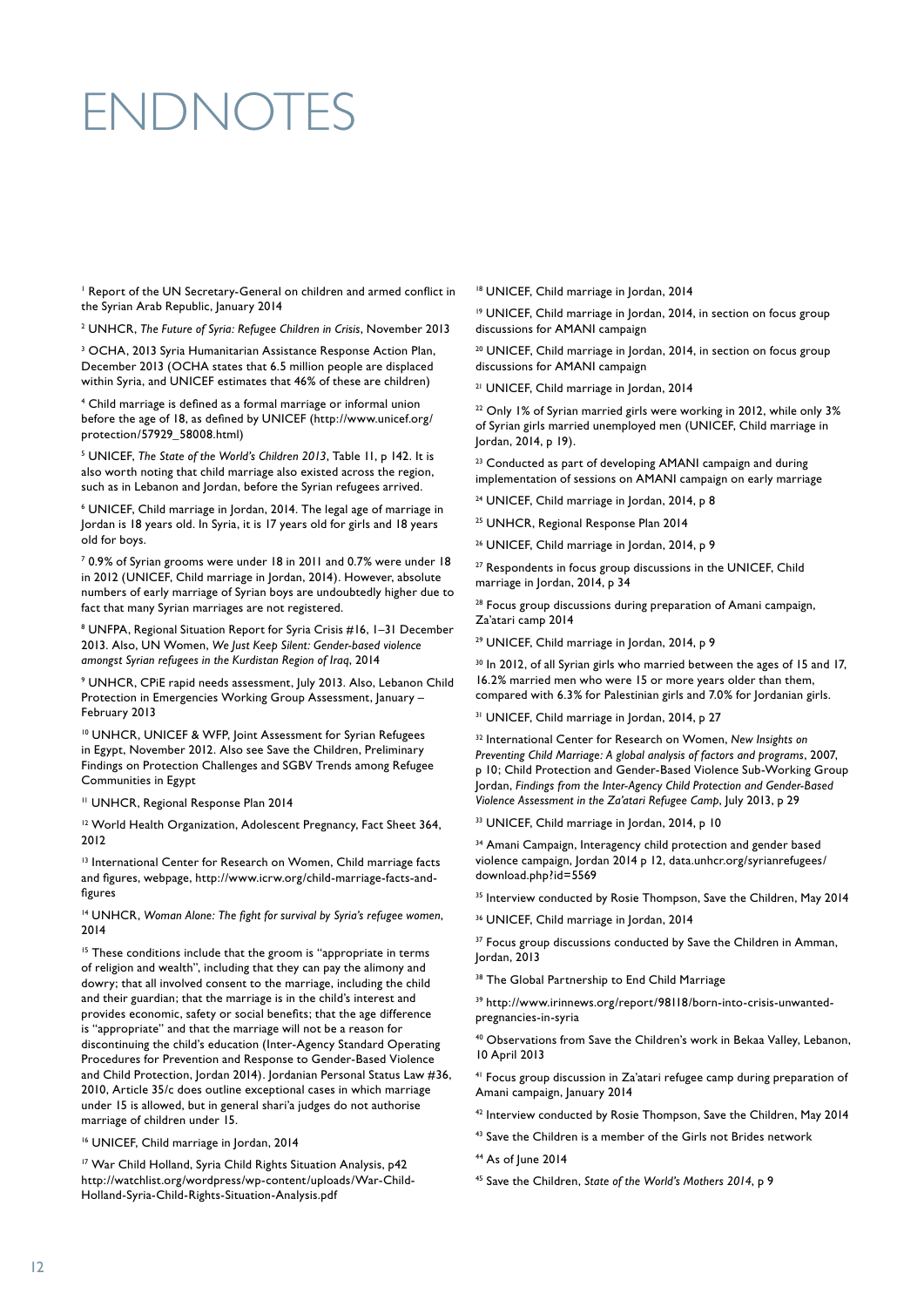# ENDNOTES

[1] Report of the UN Secretary-General on children and armed conflict in the Syrian Arab Republic, January 2014

[2] UNHCR, *The Future of Syria: Refugee Children in Crisis*, November 2013

[3] OCHA, 2013 Syria Humanitarian Assistance Response Action Plan, December 2013 (OCHA states that 6.5 million people are displaced within Syria, and UNICEF estimates that 46% of these are children)

[4] Child marriage is defined as a formal marriage or informal union before the age of 18, as defined by UNICEF (http://www.unicef.org/protection/57929_58008.html)

[5] UNICEF, *The State of the World's Children 2013*, Table 11, p 142. It is also worth noting that child marriage also existed across the region, such as in Lebanon and Jordan, before the Syrian refugees arrived.

[6] UNICEF, Child marriage in Jordan, 2014. The legal age of marriage in Jordan is 18 years old. In Syria, it is 17 years old for girls and 18 years old for boys.

[7] 0.9% of Syrian grooms were under 18 in 2011 and 0.7% were under 18 in 2012 (UNICEF, Child marriage in Jordan, 2014). However, absolute numbers of early marriage of Syrian boys are undoubtedly higher due to fact that many Syrian marriages are not registered.

[8] UNFPA, Regional Situation Report for Syria Crisis #16, 1–31 December 2013. Also, UN Women, *We Just Keep Silent: Gender-based violence amongst Syrian refugees in the Kurdistan Region of Iraq*, 2014

[9] UNHCR, CPiE rapid needs assessment, July 2013. Also, Lebanon Child Protection in Emergencies Working Group Assessment, January – February 2013

[10] UNHCR, UNICEF & WFP, Joint Assessment for Syrian Refugees in Egypt, November 2012. Also see Save the Children, Preliminary Findings on Protection Challenges and SGBV Trends among Refugee Communities in Egypt

[11] UNHCR, Regional Response Plan 2014

[12] World Health Organization, Adolescent Pregnancy, Fact Sheet 364, 2012

[13] International Center for Research on Women, Child marriage facts and figures, webpage, http://www.icrw.org/child-marriage-facts-and-figures

[14] UNHCR, *Woman Alone: The fight for survival by Syria's refugee women*, 2014

[15] These conditions include that the groom is "appropriate in terms of religion and wealth", including that they can pay the alimony and dowry; that all involved consent to the marriage, including the child and their guardian; that the marriage is in the child's interest and provides economic, safety or social benefits; that the age difference is "appropriate" and that the marriage will not be a reason for discontinuing the child's education (Inter-Agency Standard Operating Procedures for Prevention and Response to Gender-Based Violence and Child Protection, Jordan 2014). Jordanian Personal Status Law #36, 2010, Article 35/c does outline exceptional cases in which marriage under 15 is allowed, but in general shari'a judges do not authorise marriage of children under 15.

[16] UNICEF, Child marriage in Jordan, 2014

[17] War Child Holland, Syria Child Rights Situation Analysis, p42 http://watchlist.org/wordpress/wp-content/uploads/War-Child-Holland-Syria-Child-Rights-Situation-Analysis.pdf

[18] UNICEF, Child marriage in Jordan, 2014

[19] UNICEF, Child marriage in Jordan, 2014, in section on focus group discussions for AMANI campaign

[20] UNICEF, Child marriage in Jordan, 2014, in section on focus group discussions for AMANI campaign

[21] UNICEF, Child marriage in Jordan, 2014

[22] Only 1% of Syrian married girls were working in 2012, while only 3% of Syrian girls married unemployed men (UNICEF, Child marriage in Jordan, 2014, p 19).

[23] Conducted as part of developing AMANI campaign and during implementation of sessions on AMANI campaign on early marriage

[24] UNICEF, Child marriage in Jordan, 2014, p 8

[25] UNHCR, Regional Response Plan 2014

[26] UNICEF, Child marriage in Jordan, 2014, p 9

[27] Respondents in focus group discussions in the UNICEF, Child marriage in Jordan, 2014, p 34

[28] Focus group discussions during preparation of Amani campaign, Za'atari camp 2014

[29] UNICEF, Child marriage in Jordan, 2014, p 9

[30] In 2012, of all Syrian girls who married between the ages of 15 and 17, 16.2% married men who were 15 or more years older than them, compared with 6.3% for Palestinian girls and 7.0% for Jordanian girls.

[31] UNICEF, Child marriage in Jordan, 2014, p 27

[32] International Center for Research on Women, *New Insights on Preventing Child Marriage: A global analysis of factors and programs*, 2007, p 10; Child Protection and Gender-Based Violence Sub-Working Group Jordan, *Findings from the Inter-Agency Child Protection and Gender-Based Violence Assessment in the Za'atari Refugee Camp*, July 2013, p 29

[33] UNICEF, Child marriage in Jordan, 2014, p 10

[34] Amani Campaign, Interagency child protection and gender based violence campaign, Jordan 2014 p 12, data.unhcr.org/syrianrefugees/download.php?id=5569

[35] Interview conducted by Rosie Thompson, Save the Children, May 2014

[36] UNICEF, Child marriage in Jordan, 2014

[37] Focus group discussions conducted by Save the Children in Amman, Jordan, 2013

[38] The Global Partnership to End Child Marriage

[39] http://www.irinnews.org/report/98118/born-into-crisis-unwanted-pregnancies-in-syria

[40] Observations from Save the Children's work in Bekaa Valley, Lebanon, 10 April 2013

[41] Focus group discussion in Za'atari refugee camp during preparation of Amani campaign, January 2014

[42] Interview conducted by Rosie Thompson, Save the Children, May 2014

[43] Save the Children is a member of the Girls not Brides network

[44] As of June 2014

[45] Save the Children, *State of the World's Mothers 2014*, p 9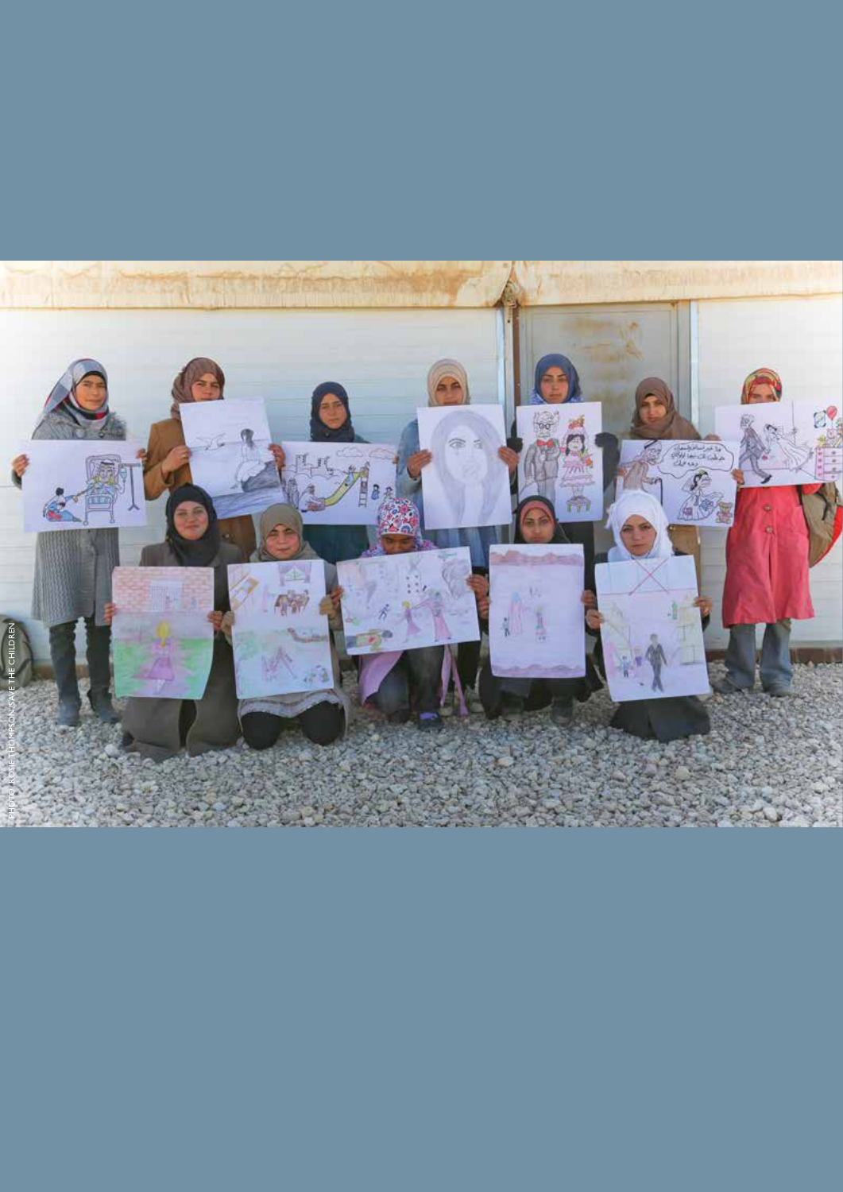PHOTO: ROSE THOMPSON/SAVE THE CHILDREN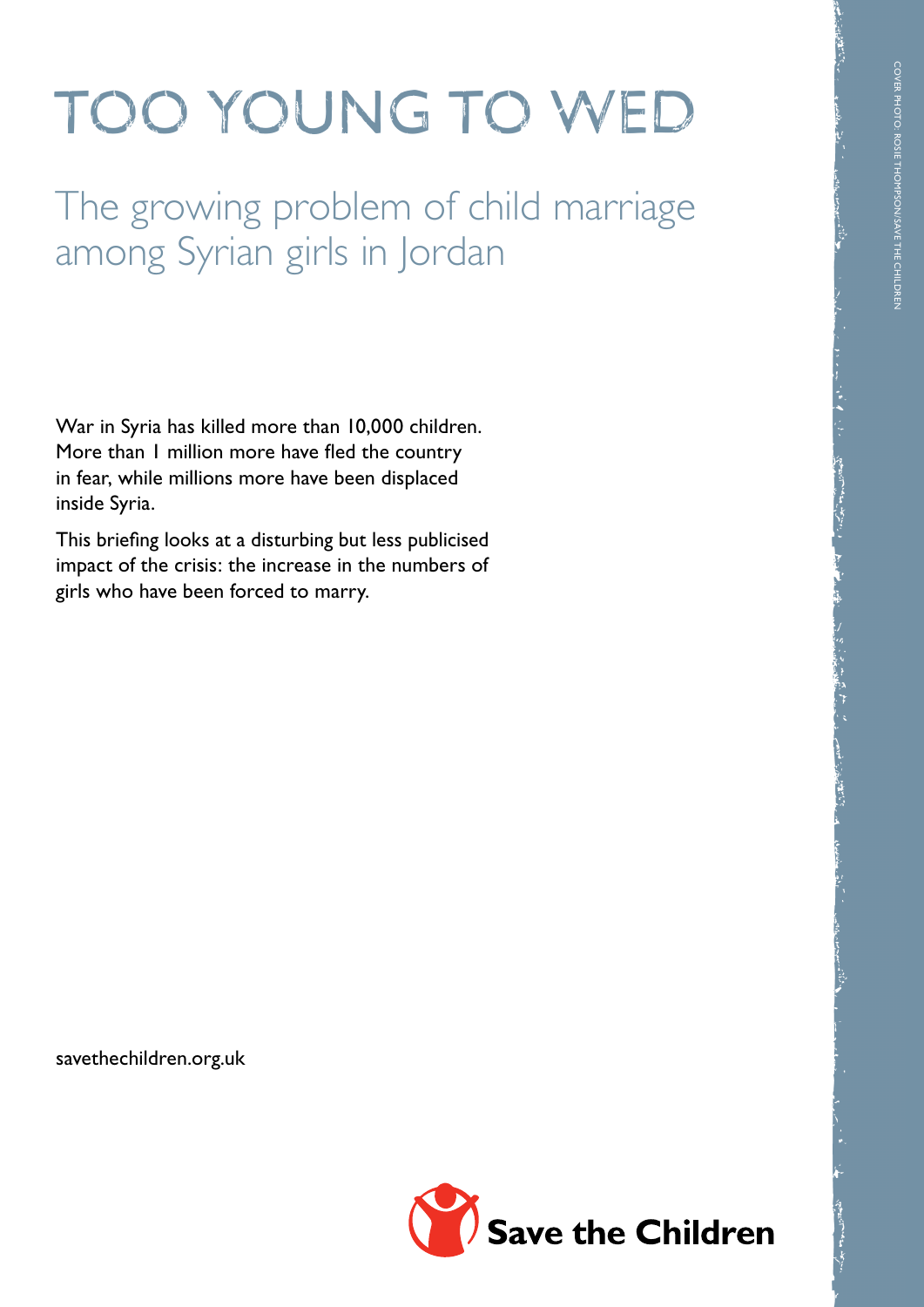# TOO YOUNG TO WED

## The growing problem of child marriage among Syrian girls in Jordan

War in Syria has killed more than 10,000 children. More than 1 million more have fled the country in fear, while millions more have been displaced inside Syria.

This briefing looks at a disturbing but less publicised impact of the crisis: the increase in the numbers of girls who have been forced to marry.

savethechildren.org.uk

Save the Children

COVER PHOTO: ROSIE THOMPSON/SAVE THE CHILDREN